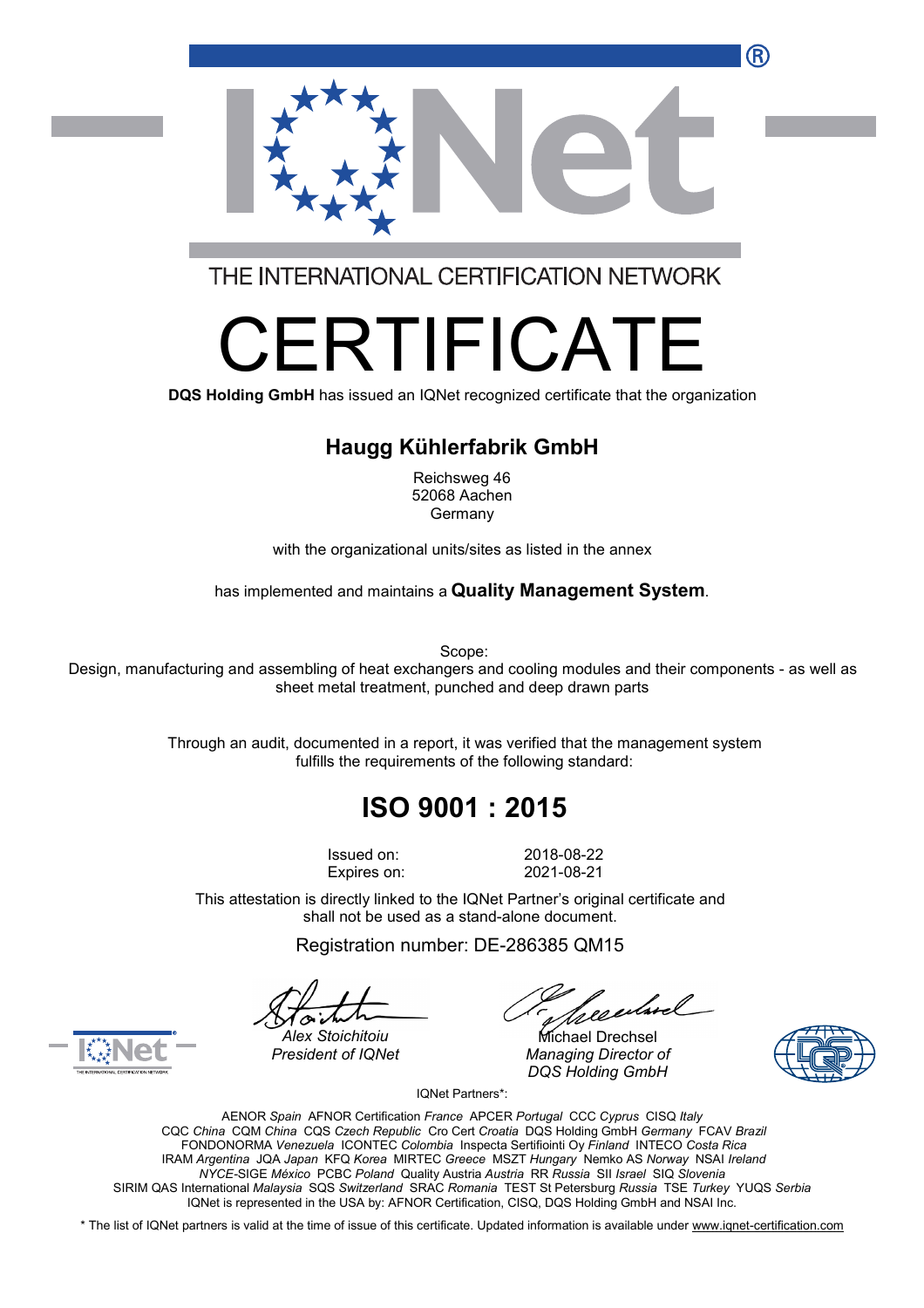THE INTERNATIONAL CERTIFICATION NETWORK

# CERTIFICATE

**DQS Holding GmbH** has issued an IQNet recognized certificate that the organization

## Haugg Kühlerfabrik GmbH

Reichsweg 46
52068 Aachen
Germany

with the organizational units/sites as listed in the annex

has implemented and maintains a **Quality Management System**.

Scope:
Design, manufacturing and assembling of heat exchangers and cooling modules and their components - as well as sheet metal treatment, punched and deep drawn parts

Through an audit, documented in a report, it was verified that the management system fulfills the requirements of the following standard:

## ISO 9001 : 2015

| | |
|---|---|
| Issued on: | 2018-08-22 |
| Expires on: | 2021-08-21 |

This attestation is directly linked to the IQNet Partner's original certificate and shall not be used as a stand-alone document.

Registration number: DE-286385 QM15

*Alex Stoichitoiu*
*President of IQNet*

Michael Drechsel
*Managing Director of DQS Holding GmbH*

IQNet Partners*:

AENOR *Spain* AFNOR Certification *France* APCER *Portugal* CCC *Cyprus* CISQ *Italy*
CQC *China* CQM *China* CQS *Czech Republic* Cro Cert *Croatia* DQS Holding GmbH *Germany* FCAV *Brazil*
FONDONORMA *Venezuela* ICONTEC *Colombia* Inspecta Sertifiointi Oy *Finland* INTECO *Costa Rica*
IRAM *Argentina* JQA *Japan* KFQ *Korea* MIRTEC *Greece* MSZT *Hungary* Nemko AS *Norway* NSAI *Ireland*
*NYCE*-SIGE *México* PCBC *Poland* Quality Austria *Austria* RR *Russia* SII *Israel* SIQ *Slovenia*
SIRIM QAS International *Malaysia* SQS *Switzerland* SRAC *Romania* TEST St Petersburg *Russia* TSE *Turkey* YUQS *Serbia*
IQNet is represented in the USA by: AFNOR Certification, CISQ, DQS Holding GmbH and NSAI Inc.

\* The list of IQNet partners is valid at the time of issue of this certificate. Updated information is available under www.iqnet-certification.com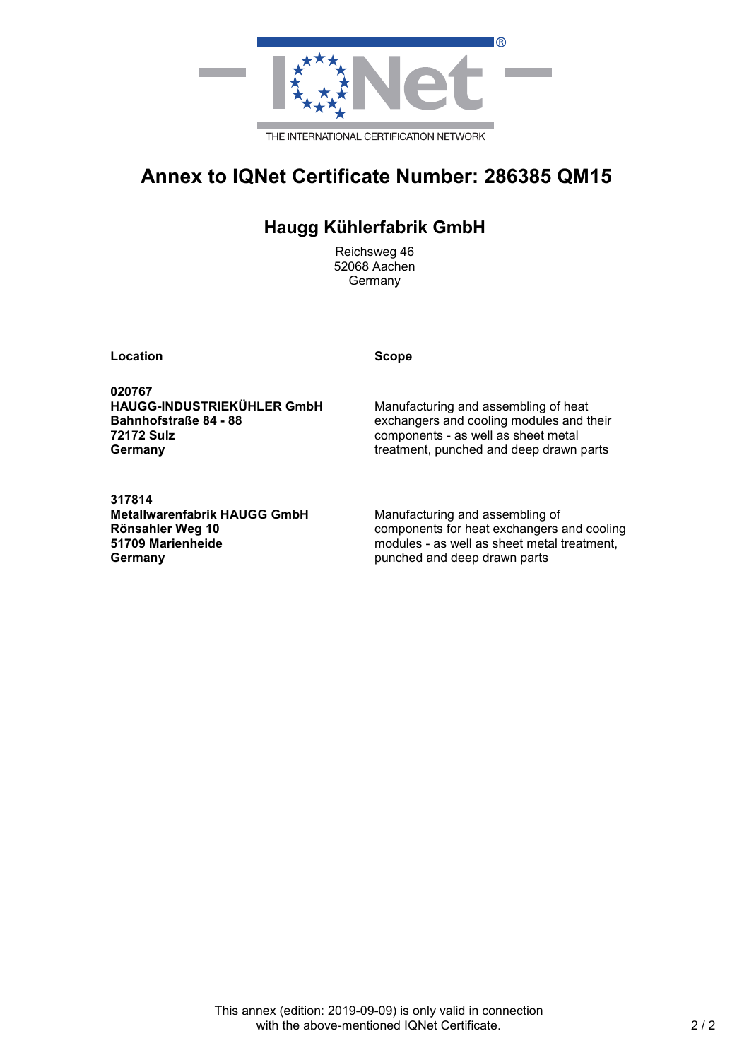THE INTERNATIONAL CERTIFICATION NETWORK

# Annex to IQNet Certificate Number: 286385 QM15

## Haugg Kühlerfabrik GmbH

Reichsweg 46
52068 Aachen
Germany

| Location | Scope |
| --- | --- |
| **020767**<br>**HAUGG-INDUSTRIEKÜHLER GmbH**<br>**Bahnhofstraße 84 - 88**<br>**72172 Sulz**<br>**Germany** | Manufacturing and assembling of heat exchangers and cooling modules and their components - as well as sheet metal treatment, punched and deep drawn parts |
| **317814**<br>**Metallwarenfabrik HAUGG GmbH**<br>**Rönsahler Weg 10**<br>**51709 Marienheide**<br>**Germany** | Manufacturing and assembling of components for heat exchangers and cooling modules - as well as sheet metal treatment, punched and deep drawn parts |

This annex (edition: 2019-09-09) is only valid in connection with the above-mentioned IQNet Certificate.